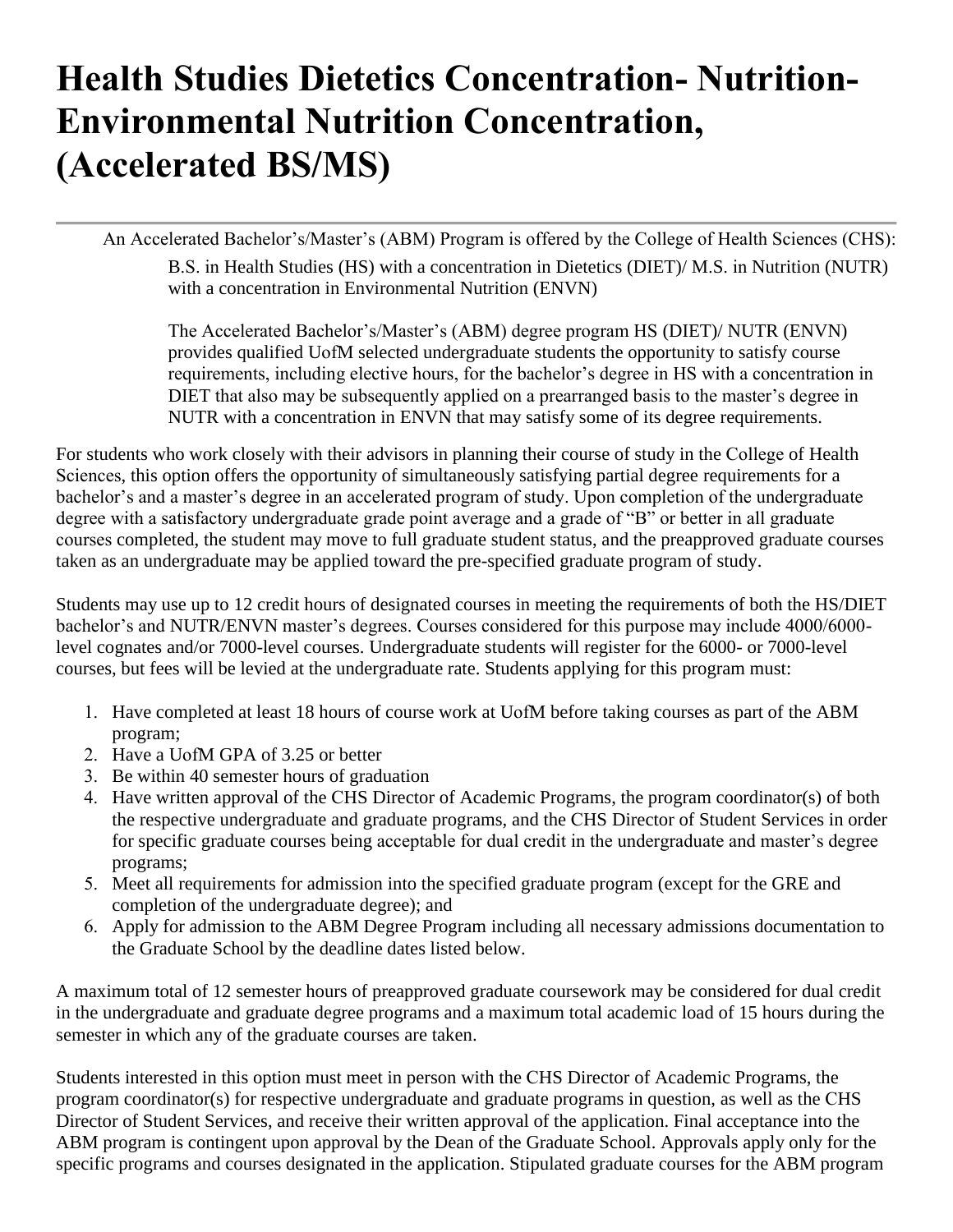# Health Studies Dietetics Concentration- Nutrition-Environmental Nutrition Concentration, (Accelerated BS/MS)

---

An Accelerated Bachelor's/Master's (ABM) Program is offered by the College of Health Sciences (CHS):

B.S. in Health Studies (HS) with a concentration in Dietetics (DIET)/ M.S. in Nutrition (NUTR) with a concentration in Environmental Nutrition (ENVN)

The Accelerated Bachelor's/Master's (ABM) degree program HS (DIET)/ NUTR (ENVN) provides qualified UofM selected undergraduate students the opportunity to satisfy course requirements, including elective hours, for the bachelor's degree in HS with a concentration in DIET that also may be subsequently applied on a prearranged basis to the master's degree in NUTR with a concentration in ENVN that may satisfy some of its degree requirements.

For students who work closely with their advisors in planning their course of study in the College of Health Sciences, this option offers the opportunity of simultaneously satisfying partial degree requirements for a bachelor's and a master's degree in an accelerated program of study. Upon completion of the undergraduate degree with a satisfactory undergraduate grade point average and a grade of "B" or better in all graduate courses completed, the student may move to full graduate student status, and the preapproved graduate courses taken as an undergraduate may be applied toward the pre-specified graduate program of study.

Students may use up to 12 credit hours of designated courses in meeting the requirements of both the HS/DIET bachelor's and NUTR/ENVN master's degrees. Courses considered for this purpose may include 4000/6000-level cognates and/or 7000-level courses. Undergraduate students will register for the 6000- or 7000-level courses, but fees will be levied at the undergraduate rate. Students applying for this program must:

1. Have completed at least 18 hours of course work at UofM before taking courses as part of the ABM program;
2. Have a UofM GPA of 3.25 or better
3. Be within 40 semester hours of graduation
4. Have written approval of the CHS Director of Academic Programs, the program coordinator(s) of both the respective undergraduate and graduate programs, and the CHS Director of Student Services in order for specific graduate courses being acceptable for dual credit in the undergraduate and master's degree programs;
5. Meet all requirements for admission into the specified graduate program (except for the GRE and completion of the undergraduate degree); and
6. Apply for admission to the ABM Degree Program including all necessary admissions documentation to the Graduate School by the deadline dates listed below.

A maximum total of 12 semester hours of preapproved graduate coursework may be considered for dual credit in the undergraduate and graduate degree programs and a maximum total academic load of 15 hours during the semester in which any of the graduate courses are taken.

Students interested in this option must meet in person with the CHS Director of Academic Programs, the program coordinator(s) for respective undergraduate and graduate programs in question, as well as the CHS Director of Student Services, and receive their written approval of the application. Final acceptance into the ABM program is contingent upon approval by the Dean of the Graduate School. Approvals apply only for the specific programs and courses designated in the application. Stipulated graduate courses for the ABM program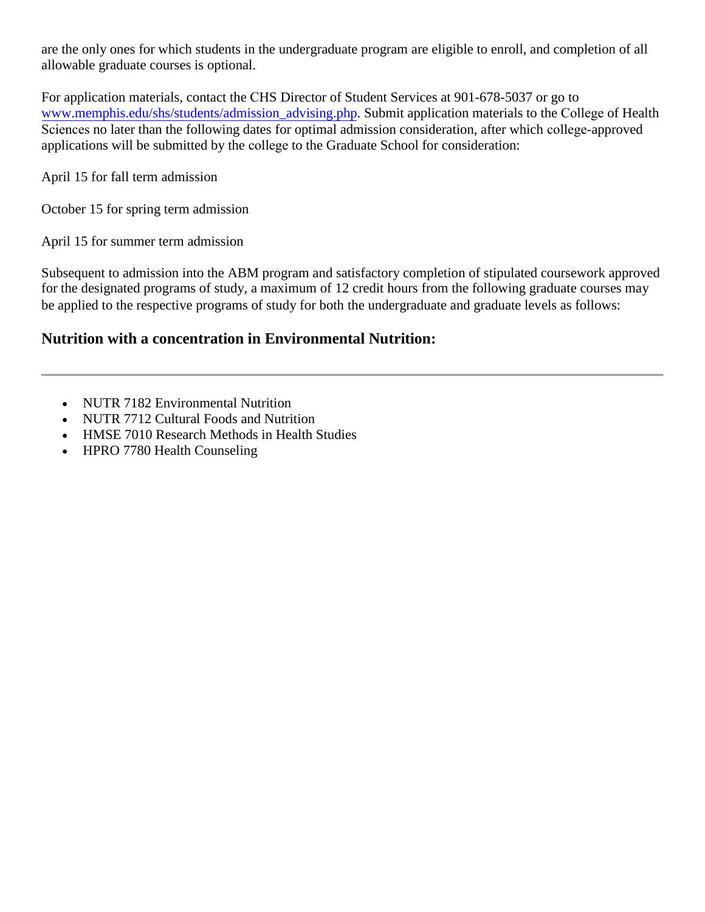are the only ones for which students in the undergraduate program are eligible to enroll, and completion of all allowable graduate courses is optional.

For application materials, contact the CHS Director of Student Services at 901-678-5037 or go to [www.memphis.edu/shs/students/admission_advising.php](www.memphis.edu/shs/students/admission_advising.php). Submit application materials to the College of Health Sciences no later than the following dates for optimal admission consideration, after which college-approved applications will be submitted by the college to the Graduate School for consideration:

April 15 for fall term admission

October 15 for spring term admission

April 15 for summer term admission

Subsequent to admission into the ABM program and satisfactory completion of stipulated coursework approved for the designated programs of study, a maximum of 12 credit hours from the following graduate courses may be applied to the respective programs of study for both the undergraduate and graduate levels as follows:

### Nutrition with a concentration in Environmental Nutrition:

---

- NUTR 7182 Environmental Nutrition
- NUTR 7712 Cultural Foods and Nutrition
- HMSE 7010 Research Methods in Health Studies
- HPRO 7780 Health Counseling